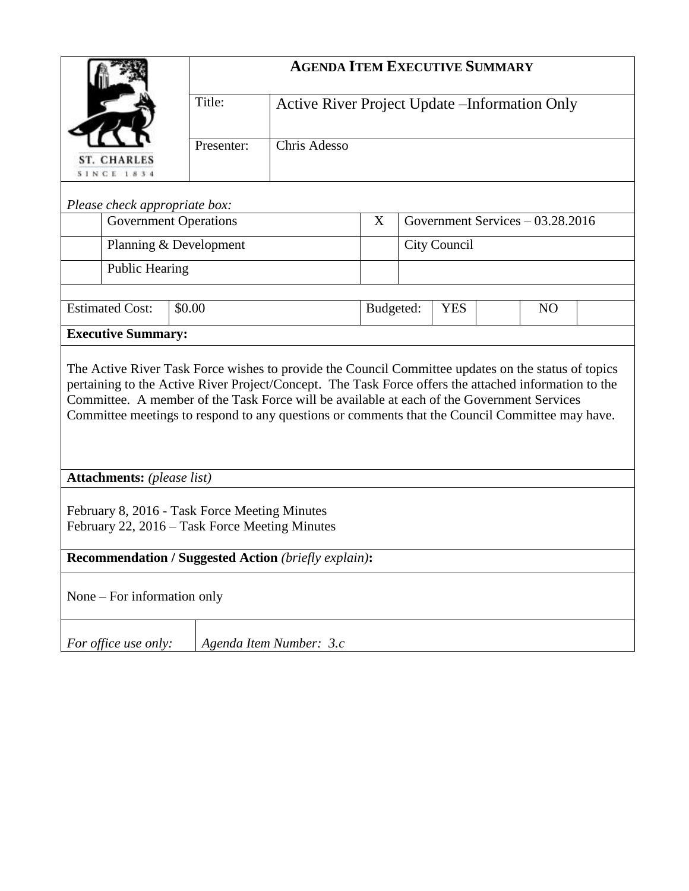ST. CHARLES
SINCE 1834

# AGENDA ITEM EXECUTIVE SUMMARY

| | |
|---|---|
| Title: | Active River Project Update –Information Only |
| Presenter: | Chris Adesso |

*Please check appropriate box:*

| | | | |
|---|---|---|---|
| | Government Operations | X | Government Services – 03.28.2016 |
| | Planning & Development | | City Council |
| | Public Hearing | | |

| Estimated Cost: | $0.00 | Budgeted: | YES | | NO | |
|---|---|---|---|---|---|---|

**Executive Summary:**

The Active River Task Force wishes to provide the Council Committee updates on the status of topics pertaining to the Active River Project/Concept. The Task Force offers the attached information to the Committee. A member of the Task Force will be available at each of the Government Services Committee meetings to respond to any questions or comments that the Council Committee may have.

**Attachments:** *(please list)*

February 8, 2016 - Task Force Meeting Minutes
February 22, 2016 – Task Force Meeting Minutes

**Recommendation / Suggested Action** *(briefly explain)***:**

None – For information only

| *For office use only:* | *Agenda Item Number: 3.c* |
|---|---|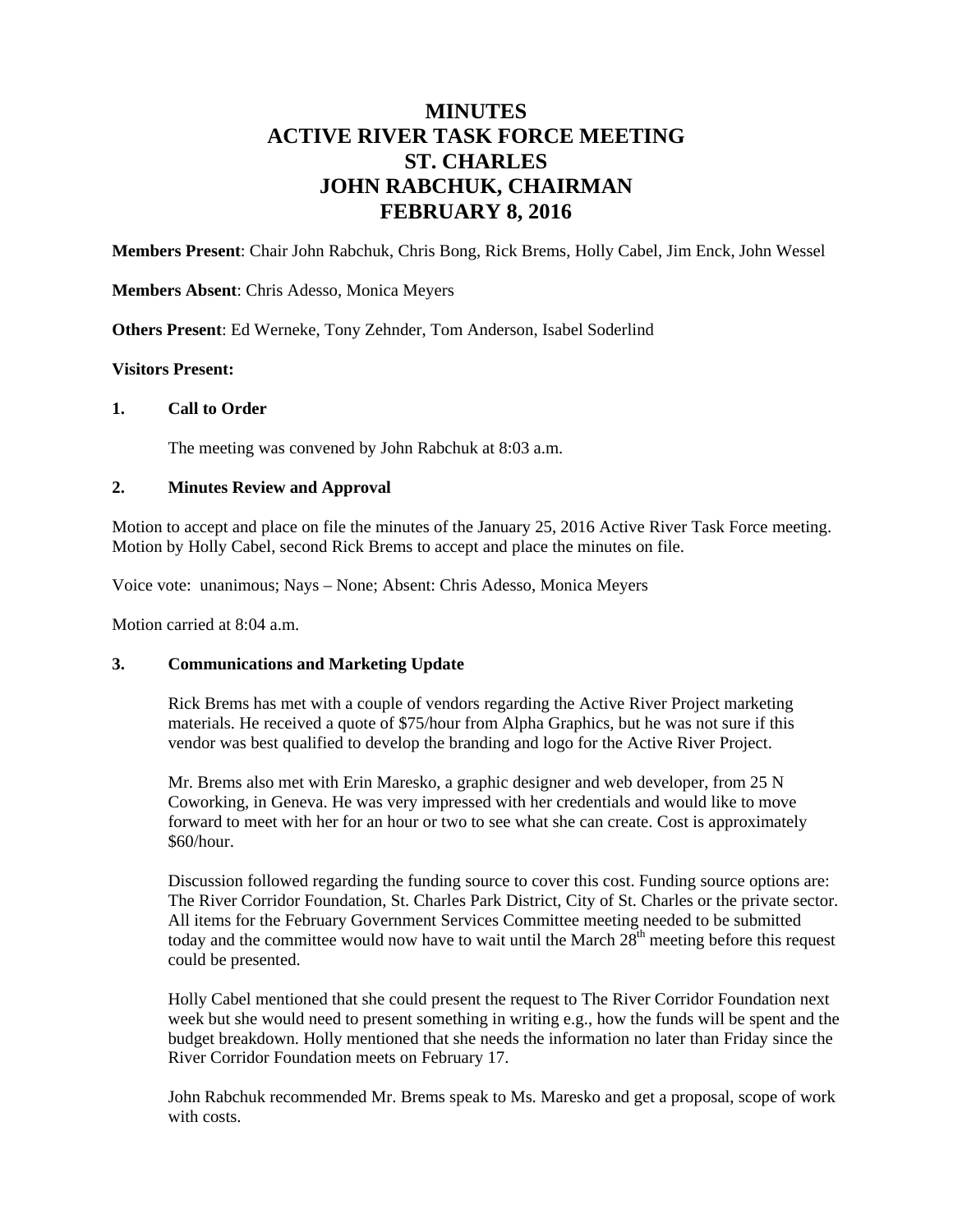# MINUTES
# ACTIVE RIVER TASK FORCE MEETING
# ST. CHARLES
# JOHN RABCHUK, CHAIRMAN
# FEBRUARY 8, 2016

**Members Present**: Chair John Rabchuk, Chris Bong, Rick Brems, Holly Cabel, Jim Enck, John Wessel

**Members Absent**: Chris Adesso, Monica Meyers

**Others Present**: Ed Werneke, Tony Zehnder, Tom Anderson, Isabel Soderlind

**Visitors Present:**

## 1. Call to Order

The meeting was convened by John Rabchuk at 8:03 a.m.

## 2. Minutes Review and Approval

Motion to accept and place on file the minutes of the January 25, 2016 Active River Task Force meeting. Motion by Holly Cabel, second Rick Brems to accept and place the minutes on file.

Voice vote: unanimous; Nays – None; Absent: Chris Adesso, Monica Meyers

Motion carried at 8:04 a.m.

## 3. Communications and Marketing Update

Rick Brems has met with a couple of vendors regarding the Active River Project marketing materials. He received a quote of $75/hour from Alpha Graphics, but he was not sure if this vendor was best qualified to develop the branding and logo for the Active River Project.

Mr. Brems also met with Erin Maresko, a graphic designer and web developer, from 25 N Coworking, in Geneva. He was very impressed with her credentials and would like to move forward to meet with her for an hour or two to see what she can create. Cost is approximately $60/hour.

Discussion followed regarding the funding source to cover this cost. Funding source options are: The River Corridor Foundation, St. Charles Park District, City of St. Charles or the private sector. All items for the February Government Services Committee meeting needed to be submitted today and the committee would now have to wait until the March 28th meeting before this request could be presented.

Holly Cabel mentioned that she could present the request to The River Corridor Foundation next week but she would need to present something in writing e.g., how the funds will be spent and the budget breakdown. Holly mentioned that she needs the information no later than Friday since the River Corridor Foundation meets on February 17.

John Rabchuk recommended Mr. Brems speak to Ms. Maresko and get a proposal, scope of work with costs.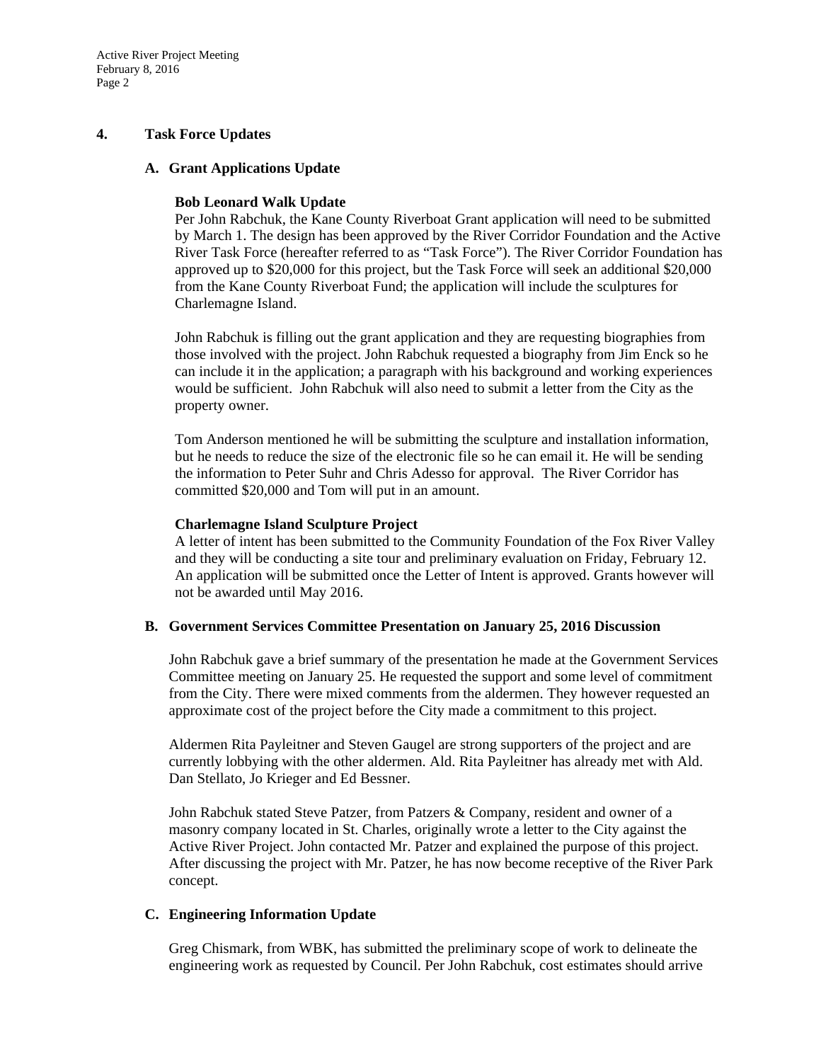## 4. Task Force Updates

### A. Grant Applications Update

**Bob Leonard Walk Update**

Per John Rabchuk, the Kane County Riverboat Grant application will need to be submitted by March 1. The design has been approved by the River Corridor Foundation and the Active River Task Force (hereafter referred to as "Task Force"). The River Corridor Foundation has approved up to $20,000 for this project, but the Task Force will seek an additional $20,000 from the Kane County Riverboat Fund; the application will include the sculptures for Charlemagne Island.

John Rabchuk is filling out the grant application and they are requesting biographies from those involved with the project. John Rabchuk requested a biography from Jim Enck so he can include it in the application; a paragraph with his background and working experiences would be sufficient. John Rabchuk will also need to submit a letter from the City as the property owner.

Tom Anderson mentioned he will be submitting the sculpture and installation information, but he needs to reduce the size of the electronic file so he can email it. He will be sending the information to Peter Suhr and Chris Adesso for approval. The River Corridor has committed $20,000 and Tom will put in an amount.

**Charlemagne Island Sculpture Project**

A letter of intent has been submitted to the Community Foundation of the Fox River Valley and they will be conducting a site tour and preliminary evaluation on Friday, February 12. An application will be submitted once the Letter of Intent is approved. Grants however will not be awarded until May 2016.

### B. Government Services Committee Presentation on January 25, 2016 Discussion

John Rabchuk gave a brief summary of the presentation he made at the Government Services Committee meeting on January 25. He requested the support and some level of commitment from the City. There were mixed comments from the aldermen. They however requested an approximate cost of the project before the City made a commitment to this project.

Aldermen Rita Payleitner and Steven Gaugel are strong supporters of the project and are currently lobbying with the other aldermen. Ald. Rita Payleitner has already met with Ald. Dan Stellato, Jo Krieger and Ed Bessner.

John Rabchuk stated Steve Patzer, from Patzers & Company, resident and owner of a masonry company located in St. Charles, originally wrote a letter to the City against the Active River Project. John contacted Mr. Patzer and explained the purpose of this project. After discussing the project with Mr. Patzer, he has now become receptive of the River Park concept.

### C. Engineering Information Update

Greg Chismark, from WBK, has submitted the preliminary scope of work to delineate the engineering work as requested by Council. Per John Rabchuk, cost estimates should arrive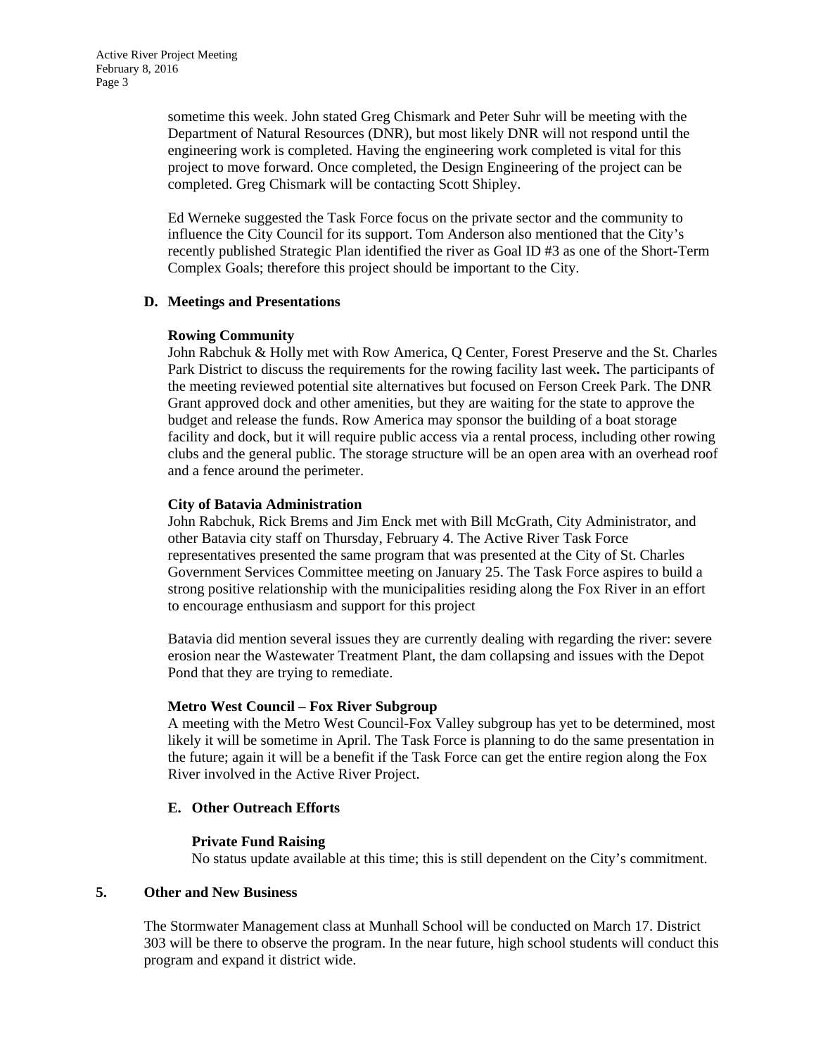sometime this week. John stated Greg Chismark and Peter Suhr will be meeting with the Department of Natural Resources (DNR), but most likely DNR will not respond until the engineering work is completed. Having the engineering work completed is vital for this project to move forward. Once completed, the Design Engineering of the project can be completed. Greg Chismark will be contacting Scott Shipley.

Ed Werneke suggested the Task Force focus on the private sector and the community to influence the City Council for its support. Tom Anderson also mentioned that the City's recently published Strategic Plan identified the river as Goal ID #3 as one of the Short-Term Complex Goals; therefore this project should be important to the City.

**D. Meetings and Presentations**

**Rowing Community**
John Rabchuk & Holly met with Row America, Q Center, Forest Preserve and the St. Charles Park District to discuss the requirements for the rowing facility last week**.** The participants of the meeting reviewed potential site alternatives but focused on Ferson Creek Park. The DNR Grant approved dock and other amenities, but they are waiting for the state to approve the budget and release the funds. Row America may sponsor the building of a boat storage facility and dock, but it will require public access via a rental process, including other rowing clubs and the general public. The storage structure will be an open area with an overhead roof and a fence around the perimeter.

**City of Batavia Administration**
John Rabchuk, Rick Brems and Jim Enck met with Bill McGrath, City Administrator, and other Batavia city staff on Thursday, February 4. The Active River Task Force representatives presented the same program that was presented at the City of St. Charles Government Services Committee meeting on January 25. The Task Force aspires to build a strong positive relationship with the municipalities residing along the Fox River in an effort to encourage enthusiasm and support for this project

Batavia did mention several issues they are currently dealing with regarding the river: severe erosion near the Wastewater Treatment Plant, the dam collapsing and issues with the Depot Pond that they are trying to remediate.

**Metro West Council – Fox River Subgroup**
A meeting with the Metro West Council-Fox Valley subgroup has yet to be determined, most likely it will be sometime in April. The Task Force is planning to do the same presentation in the future; again it will be a benefit if the Task Force can get the entire region along the Fox River involved in the Active River Project.

**E. Other Outreach Efforts**

**Private Fund Raising**
No status update available at this time; this is still dependent on the City's commitment.

**5. Other and New Business**

The Stormwater Management class at Munhall School will be conducted on March 17. District 303 will be there to observe the program. In the near future, high school students will conduct this program and expand it district wide.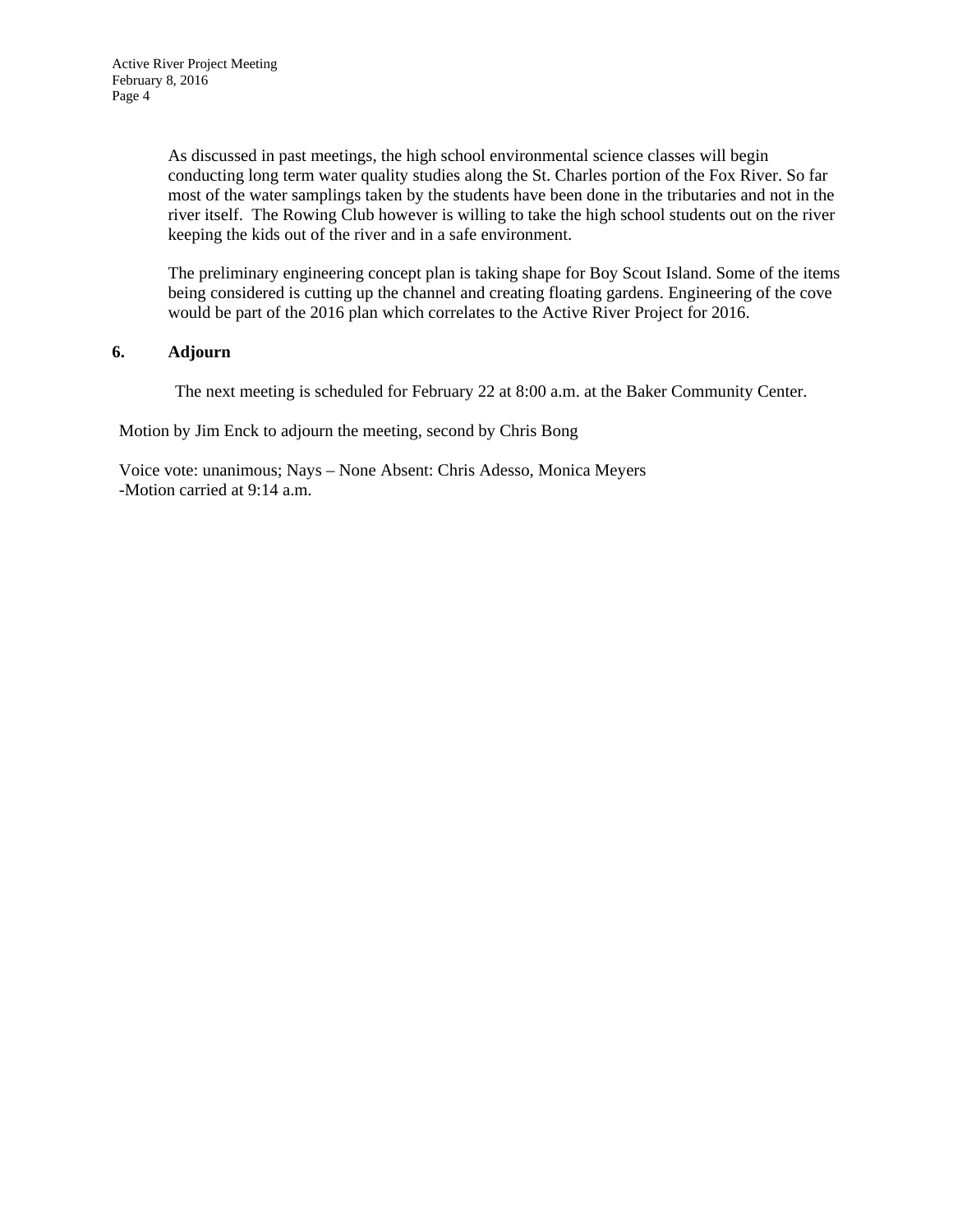As discussed in past meetings, the high school environmental science classes will begin conducting long term water quality studies along the St. Charles portion of the Fox River. So far most of the water samplings taken by the students have been done in the tributaries and not in the river itself. The Rowing Club however is willing to take the high school students out on the river keeping the kids out of the river and in a safe environment.

The preliminary engineering concept plan is taking shape for Boy Scout Island. Some of the items being considered is cutting up the channel and creating floating gardens. Engineering of the cove would be part of the 2016 plan which correlates to the Active River Project for 2016.

**6. Adjourn**

The next meeting is scheduled for February 22 at 8:00 a.m. at the Baker Community Center.

Motion by Jim Enck to adjourn the meeting, second by Chris Bong

Voice vote: unanimous; Nays – None Absent: Chris Adesso, Monica Meyers
-Motion carried at 9:14 a.m.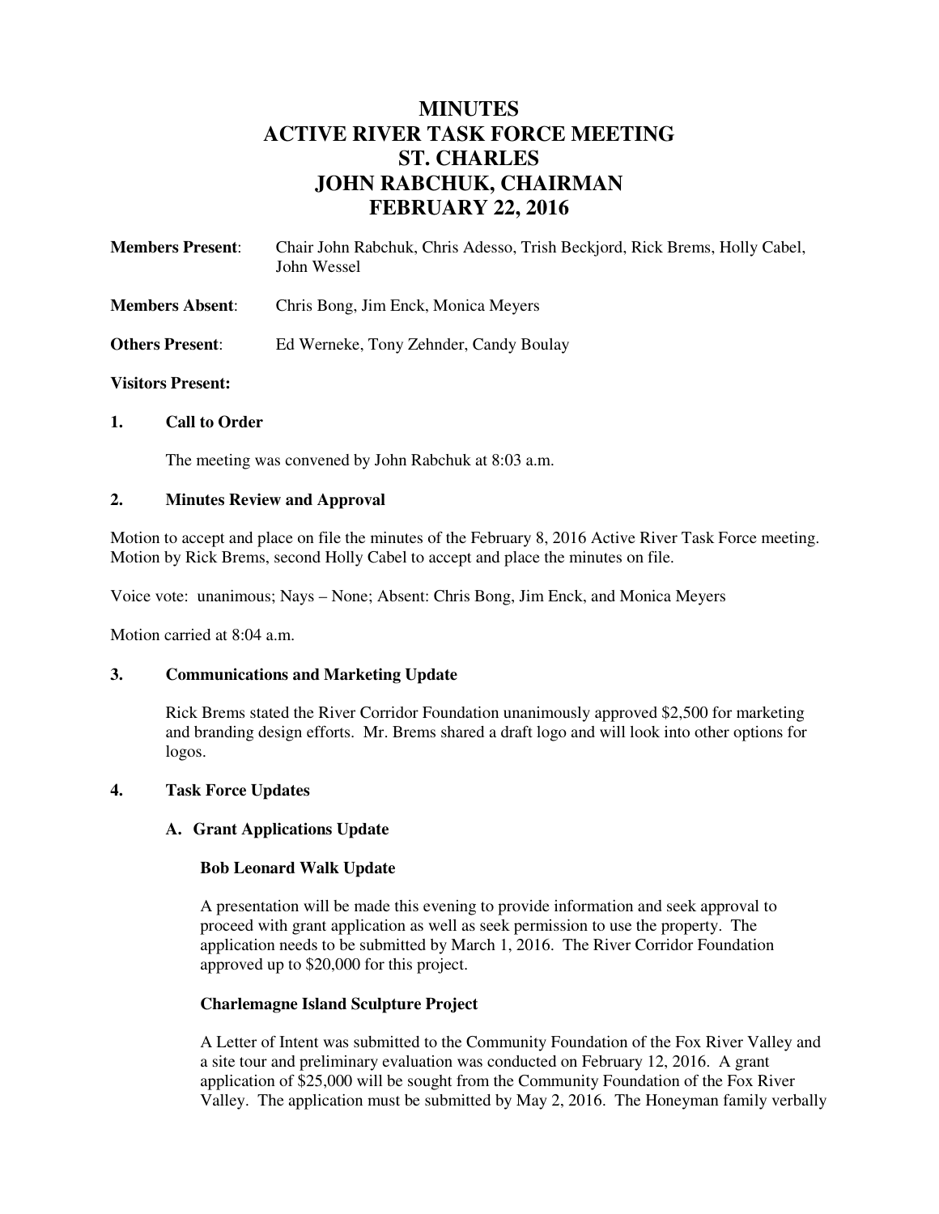# MINUTES
# ACTIVE RIVER TASK FORCE MEETING
# ST. CHARLES
# JOHN RABCHUK, CHAIRMAN
# FEBRUARY 22, 2016

**Members Present**: Chair John Rabchuk, Chris Adesso, Trish Beckjord, Rick Brems, Holly Cabel, John Wessel

**Members Absent**: Chris Bong, Jim Enck, Monica Meyers

**Others Present**: Ed Werneke, Tony Zehnder, Candy Boulay

**Visitors Present:**

## 1. Call to Order

The meeting was convened by John Rabchuk at 8:03 a.m.

## 2. Minutes Review and Approval

Motion to accept and place on file the minutes of the February 8, 2016 Active River Task Force meeting. Motion by Rick Brems, second Holly Cabel to accept and place the minutes on file.

Voice vote: unanimous; Nays – None; Absent: Chris Bong, Jim Enck, and Monica Meyers

Motion carried at 8:04 a.m.

## 3. Communications and Marketing Update

Rick Brems stated the River Corridor Foundation unanimously approved $2,500 for marketing and branding design efforts. Mr. Brems shared a draft logo and will look into other options for logos.

## 4. Task Force Updates

### A. Grant Applications Update

**Bob Leonard Walk Update**

A presentation will be made this evening to provide information and seek approval to proceed with grant application as well as seek permission to use the property. The application needs to be submitted by March 1, 2016. The River Corridor Foundation approved up to $20,000 for this project.

**Charlemagne Island Sculpture Project**

A Letter of Intent was submitted to the Community Foundation of the Fox River Valley and a site tour and preliminary evaluation was conducted on February 12, 2016. A grant application of $25,000 will be sought from the Community Foundation of the Fox River Valley. The application must be submitted by May 2, 2016. The Honeyman family verbally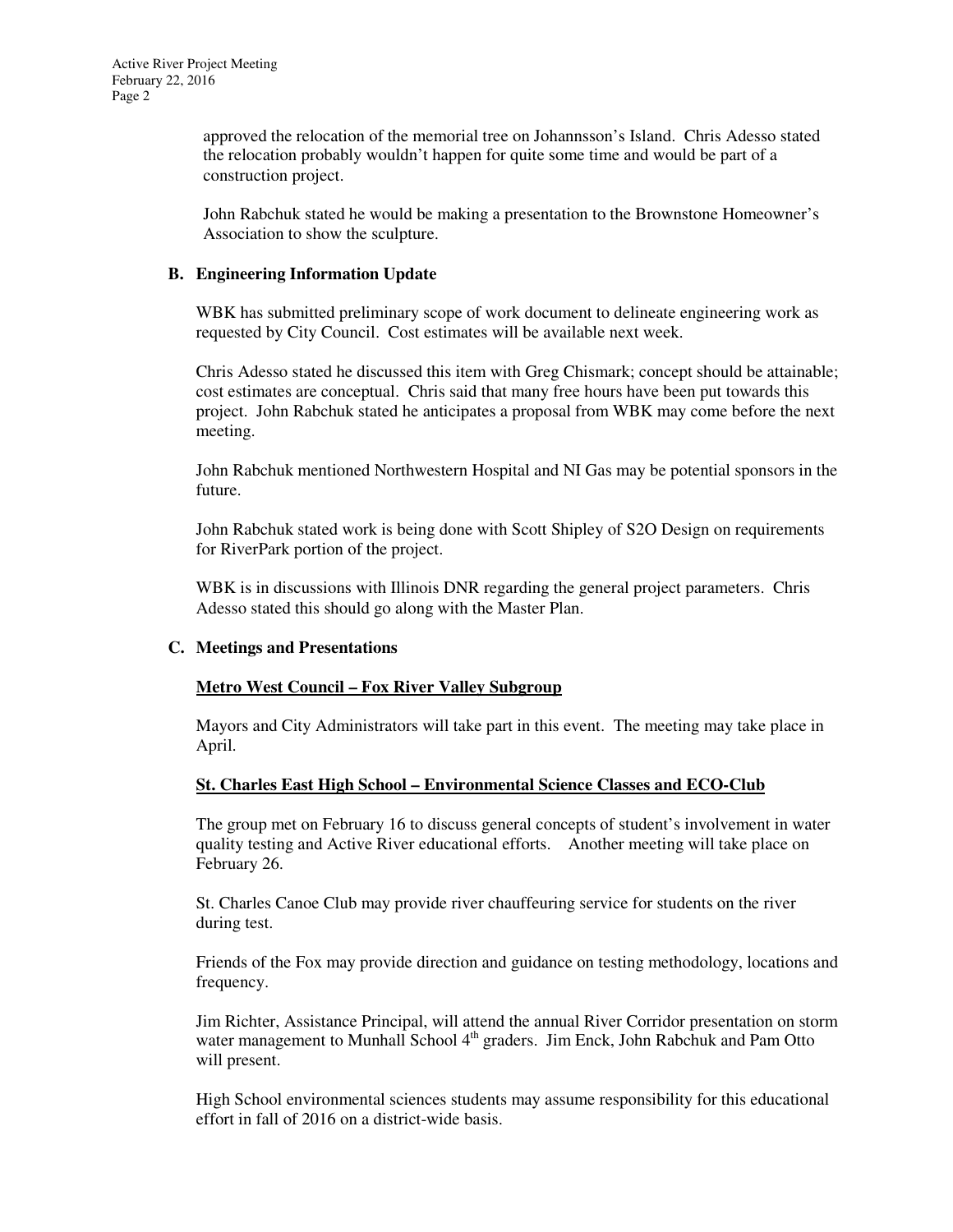approved the relocation of the memorial tree on Johannsson's Island. Chris Adesso stated the relocation probably wouldn't happen for quite some time and would be part of a construction project.

John Rabchuk stated he would be making a presentation to the Brownstone Homeowner's Association to show the sculpture.

### B. Engineering Information Update

WBK has submitted preliminary scope of work document to delineate engineering work as requested by City Council. Cost estimates will be available next week.

Chris Adesso stated he discussed this item with Greg Chismark; concept should be attainable; cost estimates are conceptual. Chris said that many free hours have been put towards this project. John Rabchuk stated he anticipates a proposal from WBK may come before the next meeting.

John Rabchuk mentioned Northwestern Hospital and NI Gas may be potential sponsors in the future.

John Rabchuk stated work is being done with Scott Shipley of S2O Design on requirements for RiverPark portion of the project.

WBK is in discussions with Illinois DNR regarding the general project parameters. Chris Adesso stated this should go along with the Master Plan.

### C. Meetings and Presentations

**Metro West Council – Fox River Valley Subgroup**

Mayors and City Administrators will take part in this event. The meeting may take place in April.

**St. Charles East High School – Environmental Science Classes and ECO-Club**

The group met on February 16 to discuss general concepts of student's involvement in water quality testing and Active River educational efforts. Another meeting will take place on February 26.

St. Charles Canoe Club may provide river chauffeuring service for students on the river during test.

Friends of the Fox may provide direction and guidance on testing methodology, locations and frequency.

Jim Richter, Assistance Principal, will attend the annual River Corridor presentation on storm water management to Munhall School 4th graders. Jim Enck, John Rabchuk and Pam Otto will present.

High School environmental sciences students may assume responsibility for this educational effort in fall of 2016 on a district-wide basis.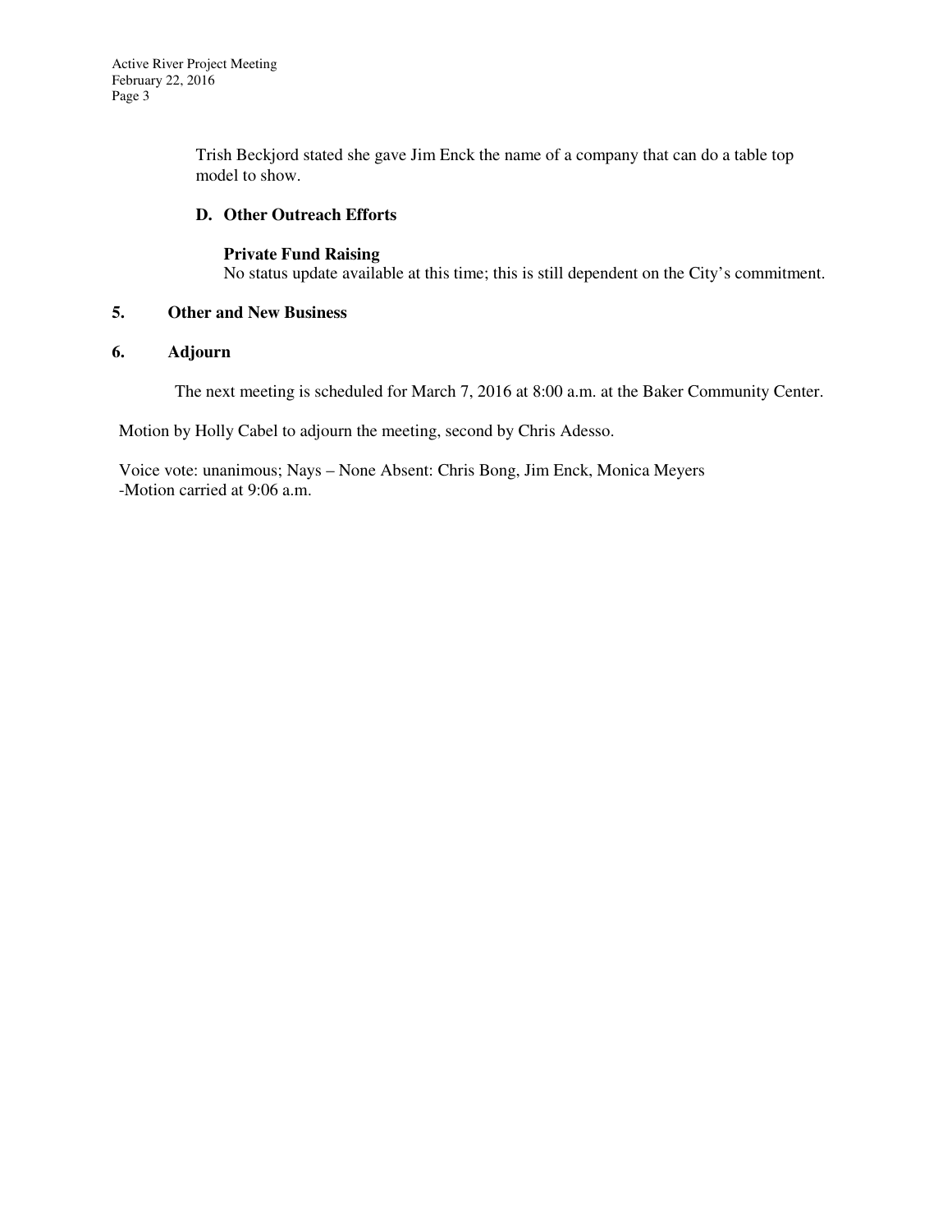Trish Beckjord stated she gave Jim Enck the name of a company that can do a table top model to show.

### D. Other Outreach Efforts

**Private Fund Raising**

No status update available at this time; this is still dependent on the City's commitment.

## 5. Other and New Business

## 6. Adjourn

The next meeting is scheduled for March 7, 2016 at 8:00 a.m. at the Baker Community Center.

Motion by Holly Cabel to adjourn the meeting, second by Chris Adesso.

Voice vote: unanimous; Nays – None Absent: Chris Bong, Jim Enck, Monica Meyers
-Motion carried at 9:06 a.m.